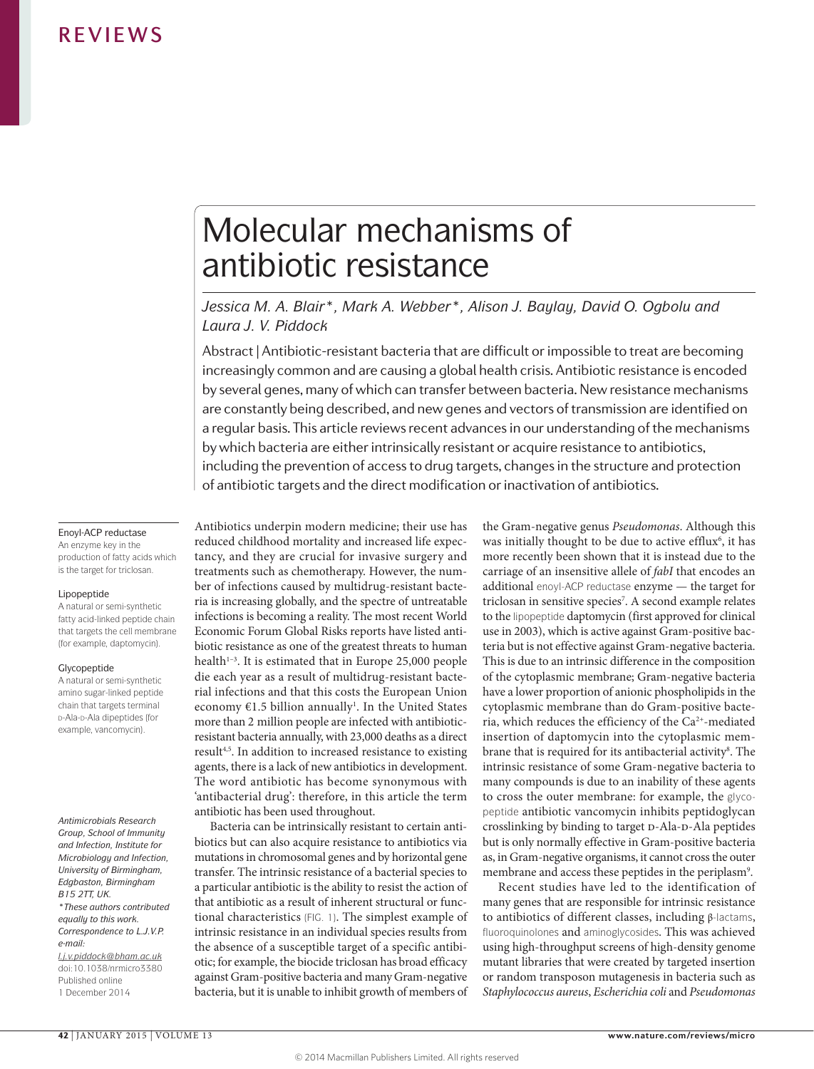# Molecular mechanisms of antibiotic resistance

*Jessica M. A. Blair\*, Mark A. Webber\*, Alison J. Baylay, David O. Ogbolu and Laura J. V. Piddock*

Abstract | Antibiotic-resistant bacteria that are difficult or impossible to treat are becoming increasingly common and are causing a global health crisis. Antibiotic resistance is encoded by several genes, many of which can transfer between bacteria. New resistance mechanisms are constantly being described, and new genes and vectors of transmission are identified on a regular basis. This article reviews recent advances in our understanding of the mechanisms by which bacteria are either intrinsically resistant or acquire resistance to antibiotics, including the prevention of access to drug targets, changes in the structure and protection of antibiotic targets and the direct modification or inactivation of antibiotics.

Antibiotics underpin modern medicine; their use has reduced childhood mortality and increased life expectancy, and they are crucial for invasive surgery and treatments such as chemotherapy. However, the number of infections caused by multidrug-resistant bacteria is increasing globally, and the spectre of untreatable infections is becoming a reality. The most recent World Economic Forum Global Risks reports have listed antibiotic resistance as one of the greatest threats to human health[1–3]. It is estimated that in Europe 25,000 people die each year as a result of multidrug-resistant bacterial infections and that this costs the European Union economy €1.5 billion annually[1]. In the United States more than 2 million people are infected with antibiotic-resistant bacteria annually, with 23,000 deaths as a direct result[4,5]. In addition to increased resistance to existing agents, there is a lack of new antibiotics in development. The word antibiotic has become synonymous with 'antibacterial drug': therefore, in this article the term antibiotic has been used throughout.

Bacteria can be intrinsically resistant to certain antibiotics but can also acquire resistance to antibiotics via mutations in chromosomal genes and by horizontal gene transfer. The intrinsic resistance of a bacterial species to a particular antibiotic is the ability to resist the action of that antibiotic as a result of inherent structural or functional characteristics (FIG. 1). The simplest example of intrinsic resistance in an individual species results from the absence of a susceptible target of a specific antibiotic; for example, the biocide triclosan has broad efficacy against Gram-positive bacteria and many Gram-negative bacteria, but it is unable to inhibit growth of members of the Gram-negative genus *Pseudomonas*. Although this was initially thought to be due to active efflux[6], it has more recently been shown that it is instead due to the carriage of an insensitive allele of *fabI* that encodes an additional enoyl-ACP reductase enzyme — the target for triclosan in sensitive species[7]. A second example relates to the lipopeptide daptomycin (first approved for clinical use in 2003), which is active against Gram-positive bacteria but is not effective against Gram-negative bacteria. This is due to an intrinsic difference in the composition of the cytoplasmic membrane; Gram-negative bacteria have a lower proportion of anionic phospholipids in the cytoplasmic membrane than do Gram-positive bacteria, which reduces the efficiency of the $Ca^{2+}$-mediated insertion of daptomycin into the cytoplasmic membrane that is required for its antibacterial activity[8]. The intrinsic resistance of some Gram-negative bacteria to many compounds is due to an inability of these agents to cross the outer membrane: for example, the glycopeptide antibiotic vancomycin inhibits peptidoglycan crosslinking by binding to target D-Ala-D-Ala peptides but is only normally effective in Gram-positive bacteria as, in Gram-negative organisms, it cannot cross the outer membrane and access these peptides in the periplasm[9].

Recent studies have led to the identification of many genes that are responsible for intrinsic resistance to antibiotics of different classes, including β-lactams, fluoroquinolones and aminoglycosides. This was achieved using high-throughput screens of high-density genome mutant libraries that were created by targeted insertion or random transposon mutagenesis in bacteria such as *Staphylococcus aureus*, *Escherichia coli* and *Pseudomonas*

---

**Enoyl-ACP reductase**
An enzyme key in the production of fatty acids which is the target for triclosan.

**Lipopeptide**
A natural or semi-synthetic fatty acid-linked peptide chain that targets the cell membrane (for example, daptomycin).

**Glycopeptide**
A natural or semi-synthetic amino sugar-linked peptide chain that targets terminal D-Ala-D-Ala dipeptides (for example, vancomycin).

*Antimicrobials Research Group, School of Immunity and Infection, Institute for Microbiology and Infection, University of Birmingham, Edgbaston, Birmingham B15 2TT, UK.*
*\*These authors contributed equally to this work.*
*Correspondence to L.J.V.P. e-mail: l.j.v.piddock@bham.ac.uk*
doi:10.1038/nrmicro3380
Published online 1 December 2014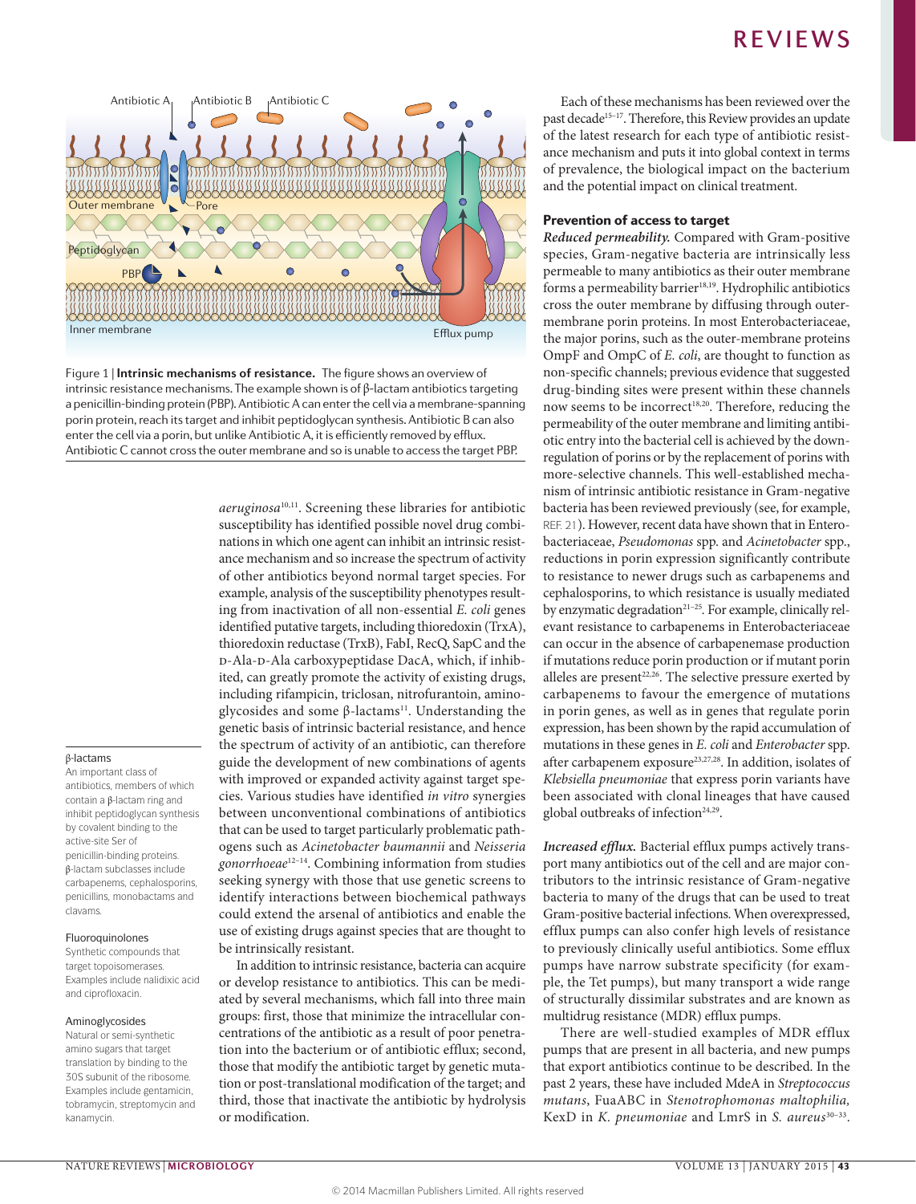Antibiotic A

Antibiotic B

Antibiotic C

Outer membrane

Pore

Peptidoglycan

PBP

Inner membrane

Efflux pump

Figure 1 | **Intrinsic mechanisms of resistance.** The figure shows an overview of intrinsic resistance mechanisms. The example shown is of β-lactam antibiotics targeting a penicillin-binding protein (PBP). Antibiotic A can enter the cell via a membrane-spanning porin protein, reach its target and inhibit peptidoglycan synthesis. Antibiotic B can also enter the cell via a porin, but unlike Antibiotic A, it is efficiently removed by efflux. Antibiotic C cannot cross the outer membrane and so is unable to access the target PBP.

*aeruginosa*[10,11]. Screening these libraries for antibiotic susceptibility has identified possible novel drug combinations in which one agent can inhibit an intrinsic resistance mechanism and so increase the spectrum of activity of other antibiotics beyond normal target species. For example, analysis of the susceptibility phenotypes resulting from inactivation of all non-essential *E. coli* genes identified putative targets, including thioredoxin (TrxA), thioredoxin reductase (TrxB), FabI, RecQ, SapC and the D-Ala-D-Ala carboxypeptidase DacA, which, if inhibited, can greatly promote the activity of existing drugs, including rifampicin, triclosan, nitrofurantoin, aminoglycosides and some β-lactams[11]. Understanding the genetic basis of intrinsic bacterial resistance, and hence the spectrum of activity of an antibiotic, can therefore guide the development of new combinations of agents with improved or expanded activity against target species. Various studies have identified *in vitro* synergies between unconventional combinations of antibiotics that can be used to target particularly problematic pathogens such as *Acinetobacter baumannii* and *Neisseria gonorrhoeae*[12–14]. Combining information from studies seeking synergy with those that use genetic screens to identify interactions between biochemical pathways could extend the arsenal of antibiotics and enable the use of existing drugs against species that are thought to be intrinsically resistant.

In addition to intrinsic resistance, bacteria can acquire or develop resistance to antibiotics. This can be mediated by several mechanisms, which fall into three main groups: first, those that minimize the intracellular concentrations of the antibiotic as a result of poor penetration into the bacterium or of antibiotic efflux; second, those that modify the antibiotic target by genetic mutation or post-translational modification of the target; and third, those that inactivate the antibiotic by hydrolysis or modification.

**β-lactams**
An important class of antibiotics, members of which contain a β-lactam ring and inhibit peptidoglycan synthesis by covalent binding to the active-site Ser of penicillin-binding proteins. β-lactam subclasses include carbapenems, cephalosporins, penicillins, monobactams and clavams.

**Fluoroquinolones**
Synthetic compounds that target topoisomerases. Examples include nalidixic acid and ciprofloxacin.

**Aminoglycosides**
Natural or semi-synthetic amino sugars that target translation by binding to the 30S subunit of the ribosome. Examples include gentamicin, tobramycin, streptomycin and kanamycin.

Each of these mechanisms has been reviewed over the past decade[15–17]. Therefore, this Review provides an update of the latest research for each type of antibiotic resistance mechanism and puts it into global context in terms of prevalence, the biological impact on the bacterium and the potential impact on clinical treatment.

## Prevention of access to target

***Reduced permeability.*** Compared with Gram-positive species, Gram-negative bacteria are intrinsically less permeable to many antibiotics as their outer membrane forms a permeability barrier[18,19]. Hydrophilic antibiotics cross the outer membrane by diffusing through outer-membrane porin proteins. In most Enterobacteriaceae, the major porins, such as the outer-membrane proteins OmpF and OmpC of *E. coli*, are thought to function as non-specific channels; previous evidence that suggested drug-binding sites were present within these channels now seems to be incorrect[18,20]. Therefore, reducing the permeability of the outer membrane and limiting antibiotic entry into the bacterial cell is achieved by the down-regulation of porins or by the replacement of porins with more-selective channels. This well-established mechanism of intrinsic antibiotic resistance in Gram-negative bacteria has been reviewed previously (see, for example, REF. 21). However, recent data have shown that in Enterobacteriaceae, *Pseudomonas* spp. and *Acinetobacter* spp., reductions in porin expression significantly contribute to resistance to newer drugs such as carbapenems and cephalosporins, to which resistance is usually mediated by enzymatic degradation[21–25]. For example, clinically relevant resistance to carbapenems in Enterobacteriaceae can occur in the absence of carbapenemase production if mutations reduce porin production or if mutant porin alleles are present[22,26]. The selective pressure exerted by carbapenems to favour the emergence of mutations in porin genes, as well as in genes that regulate porin expression, has been shown by the rapid accumulation of mutations in these genes in *E. coli* and *Enterobacter* spp. after carbapenem exposure[23,27,28]. In addition, isolates of *Klebsiella pneumoniae* that express porin variants have been associated with clonal lineages that have caused global outbreaks of infection[24,29].

***Increased efflux.*** Bacterial efflux pumps actively transport many antibiotics out of the cell and are major contributors to the intrinsic resistance of Gram-negative bacteria to many of the drugs that can be used to treat Gram-positive bacterial infections. When overexpressed, efflux pumps can also confer high levels of resistance to previously clinically useful antibiotics. Some efflux pumps have narrow substrate specificity (for example, the Tet pumps), but many transport a wide range of structurally dissimilar substrates and are known as multidrug resistance (MDR) efflux pumps.

There are well-studied examples of MDR efflux pumps that are present in all bacteria, and new pumps that export antibiotics continue to be described. In the past 2 years, these have included MdeA in *Streptococcus mutans*, FuaABC in *Stenotrophomonas maltophilia*, KexD in *K. pneumoniae* and LmrS in *S. aureus*[30–33].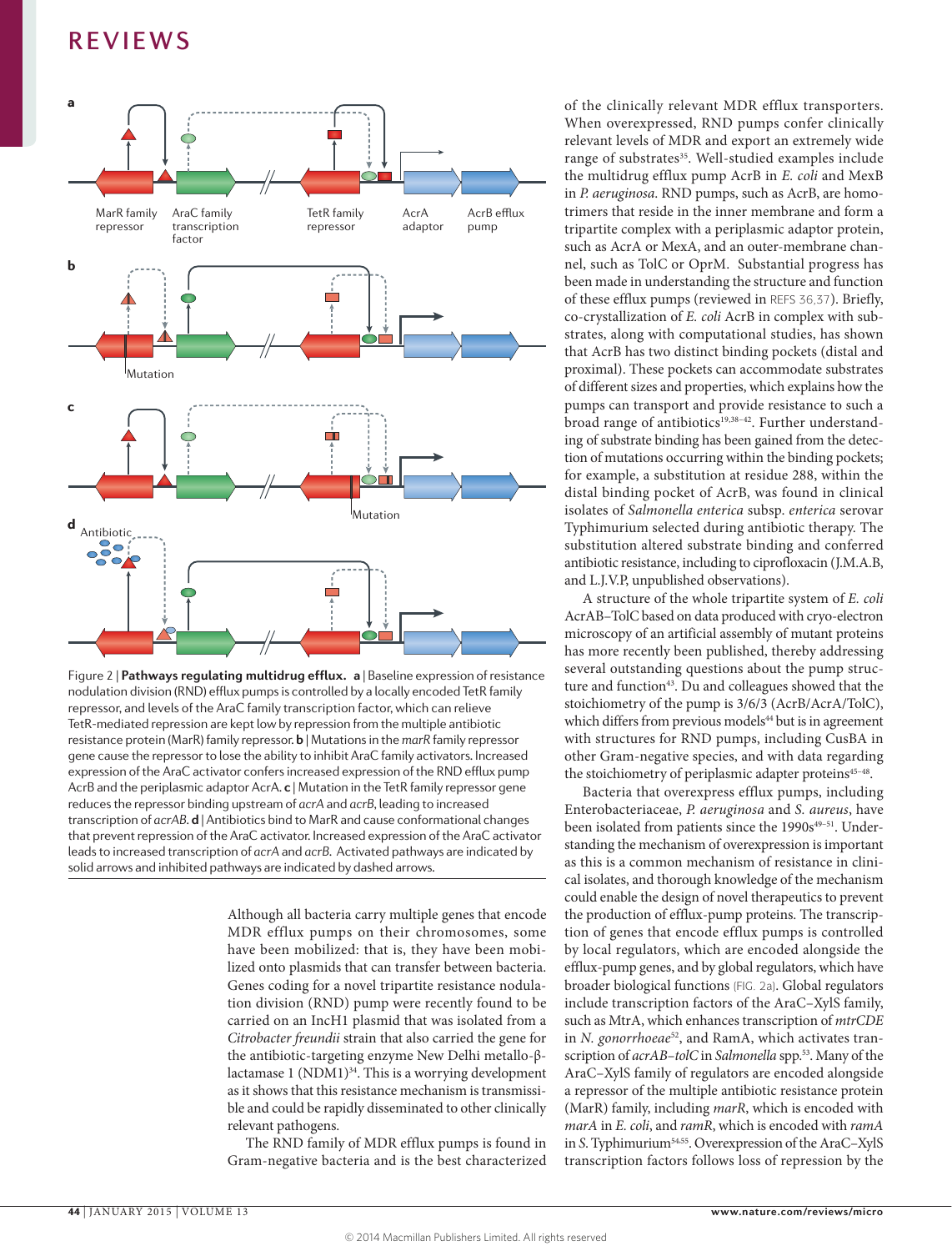a

MarR family repressor

AraC family transcription factor

TetR family repressor

AcrA adaptor

AcrB efflux pump

b

Mutation

c

Mutation

d

Antibiotic

Figure 2 | **Pathways regulating multidrug efflux.** **a** | Baseline expression of resistance nodulation division (RND) efflux pumps is controlled by a locally encoded TetR family repressor, and levels of the AraC family transcription factor, which can relieve TetR-mediated repression are kept low by repression from the multiple antibiotic resistance protein (MarR) family repressor. **b** | Mutations in the *marR* family repressor gene cause the repressor to lose the ability to inhibit AraC family activators. Increased expression of the AraC activator confers increased expression of the RND efflux pump AcrB and the periplasmic adaptor AcrA. **c** | Mutation in the TetR family repressor gene reduces the repressor binding upstream of *acrA* and *acrB*, leading to increased transcription of *acrAB*. **d** | Antibiotics bind to MarR and cause conformational changes that prevent repression of the AraC activator. Increased expression of the AraC activator leads to increased transcription of *acrA* and *acrB*. Activated pathways are indicated by solid arrows and inhibited pathways are indicated by dashed arrows.

Although all bacteria carry multiple genes that encode MDR efflux pumps on their chromosomes, some have been mobilized: that is, they have been mobilized onto plasmids that can transfer between bacteria. Genes coding for a novel tripartite resistance nodulation division (RND) pump were recently found to be carried on an IncH1 plasmid that was isolated from a *Citrobacter freundii* strain that also carried the gene for the antibiotic-targeting enzyme New Delhi metallo-β-lactamase 1 (NDM1)[34]. This is a worrying development as it shows that this resistance mechanism is transmissible and could be rapidly disseminated to other clinically relevant pathogens.

The RND family of MDR efflux pumps is found in Gram-negative bacteria and is the best characterized of the clinically relevant MDR efflux transporters. When overexpressed, RND pumps confer clinically relevant levels of MDR and export an extremely wide range of substrates[35]. Well-studied examples include the multidrug efflux pump AcrB in *E. coli* and MexB in *P. aeruginosa*. RND pumps, such as AcrB, are homotrimers that reside in the inner membrane and form a tripartite complex with a periplasmic adaptor protein, such as AcrA or MexA, and an outer-membrane channel, such as TolC or OprM. Substantial progress has been made in understanding the structure and function of these efflux pumps (reviewed in REFS 36,37). Briefly, co-crystallization of *E. coli* AcrB in complex with substrates, along with computational studies, has shown that AcrB has two distinct binding pockets (distal and proximal). These pockets can accommodate substrates of different sizes and properties, which explains how the pumps can transport and provide resistance to such a broad range of antibiotics[19,38–42]. Further understanding of substrate binding has been gained from the detection of mutations occurring within the binding pockets; for example, a substitution at residue 288, within the distal binding pocket of AcrB, was found in clinical isolates of *Salmonella enterica* subsp. *enterica* serovar Typhimurium selected during antibiotic therapy. The substitution altered substrate binding and conferred antibiotic resistance, including to ciprofloxacin (J.M.A.B, and L.J.V.P, unpublished observations).

A structure of the whole tripartite system of *E. coli* AcrAB–TolC based on data produced with cryo-electron microscopy of an artificial assembly of mutant proteins has more recently been published, thereby addressing several outstanding questions about the pump structure and function[43]. Du and colleagues showed that the stoichiometry of the pump is 3/6/3 (AcrB/AcrA/TolC), which differs from previous models[44] but is in agreement with structures for RND pumps, including CusBA in other Gram-negative species, and with data regarding the stoichiometry of periplasmic adapter proteins[45–48].

Bacteria that overexpress efflux pumps, including Enterobacteriaceae, *P. aeruginosa* and *S. aureus*, have been isolated from patients since the 1990s[49–51]. Understanding the mechanism of overexpression is important as this is a common mechanism of resistance in clinical isolates, and thorough knowledge of the mechanism could enable the design of novel therapeutics to prevent the production of efflux-pump proteins. The transcription of genes that encode efflux pumps is controlled by local regulators, which are encoded alongside the efflux-pump genes, and by global regulators, which have broader biological functions (FIG. 2a). Global regulators include transcription factors of the AraC–XylS family, such as MtrA, which enhances transcription of *mtrCDE* in *N. gonorrhoeae*[52], and RamA, which activates transcription of *acrAB–tolC* in *Salmonella* spp.[53]. Many of the AraC–XylS family of regulators are encoded alongside a repressor of the multiple antibiotic resistance protein (MarR) family, including *marR*, which is encoded with *marA* in *E. coli*, and *ramR*, which is encoded with *ramA* in *S.* Typhimurium[54,55]. Overexpression of the AraC–XylS transcription factors follows loss of repression by the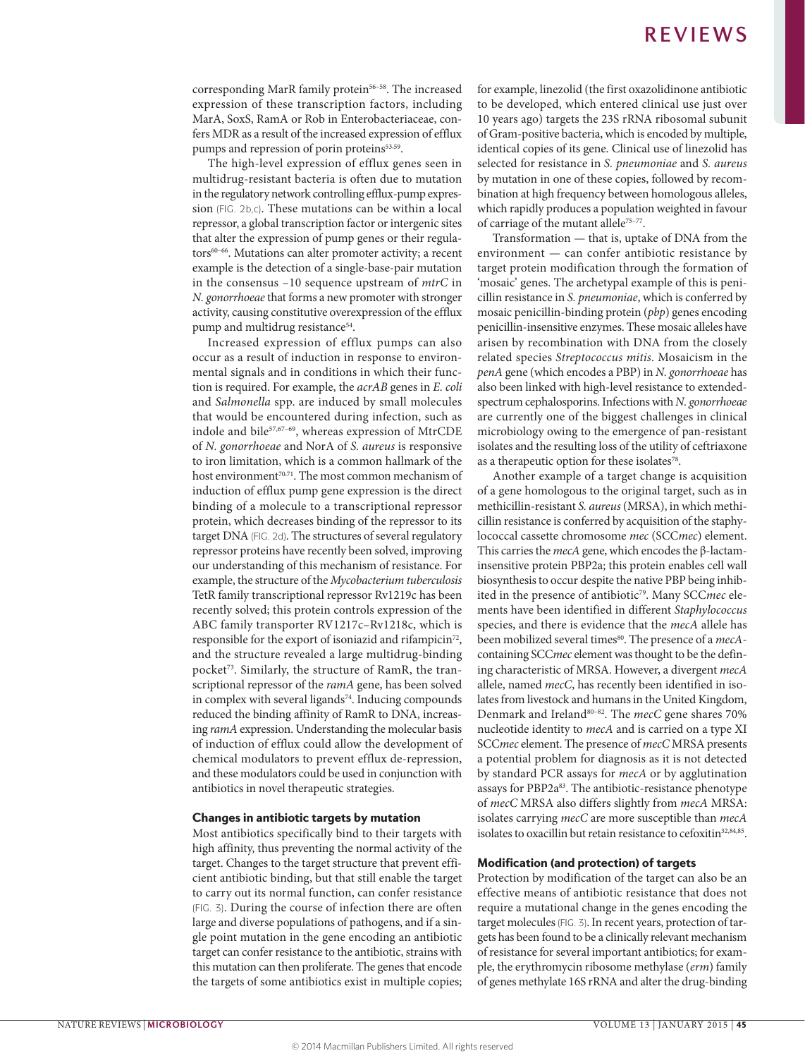corresponding MarR family protein[56–58]. The increased expression of these transcription factors, including MarA, SoxS, RamA or Rob in Enterobacteriaceae, confers MDR as a result of the increased expression of efflux pumps and repression of porin proteins[53,59].

The high-level expression of efflux genes seen in multidrug-resistant bacteria is often due to mutation in the regulatory network controlling efflux-pump expression (FIG. 2b,c). These mutations can be within a local repressor, a global transcription factor or intergenic sites that alter the expression of pump genes or their regulators[60–66]. Mutations can alter promoter activity; a recent example is the detection of a single-base-pair mutation in the consensus –10 sequence upstream of *mtrC* in *N. gonorrhoeae* that forms a new promoter with stronger activity, causing constitutive overexpression of the efflux pump and multidrug resistance[54].

Increased expression of efflux pumps can also occur as a result of induction in response to environmental signals and in conditions in which their function is required. For example, the *acrAB* genes in *E. coli* and *Salmonella* spp. are induced by small molecules that would be encountered during infection, such as indole and bile[57,67–69], whereas expression of MtrCDE of *N. gonorrhoeae* and NorA of *S. aureus* is responsive to iron limitation, which is a common hallmark of the host environment[70,71]. The most common mechanism of induction of efflux pump gene expression is the direct binding of a molecule to a transcriptional repressor protein, which decreases binding of the repressor to its target DNA (FIG. 2d). The structures of several regulatory repressor proteins have recently been solved, improving our understanding of this mechanism of resistance. For example, the structure of the *Mycobacterium tuberculosis* TetR family transcriptional repressor Rv1219c has been recently solved; this protein controls expression of the ABC family transporter RV1217c–Rv1218c, which is responsible for the export of isoniazid and rifampicin[72], and the structure revealed a large multidrug-binding pocket[73]. Similarly, the structure of RamR, the transcriptional repressor of the *ramA* gene, has been solved in complex with several ligands[74]. Inducing compounds reduced the binding affinity of RamR to DNA, increasing *ramA* expression. Understanding the molecular basis of induction of efflux could allow the development of chemical modulators to prevent efflux de-repression, and these modulators could be used in conjunction with antibiotics in novel therapeutic strategies.

## Changes in antibiotic targets by mutation

Most antibiotics specifically bind to their targets with high affinity, thus preventing the normal activity of the target. Changes to the target structure that prevent efficient antibiotic binding, but that still enable the target to carry out its normal function, can confer resistance (FIG. 3). During the course of infection there are often large and diverse populations of pathogens, and if a single point mutation in the gene encoding an antibiotic target can confer resistance to the antibiotic, strains with this mutation can then proliferate. The genes that encode the targets of some antibiotics exist in multiple copies; for example, linezolid (the first oxazolidinone antibiotic to be developed, which entered clinical use just over 10 years ago) targets the 23S rRNA ribosomal subunit of Gram-positive bacteria, which is encoded by multiple, identical copies of its gene. Clinical use of linezolid has selected for resistance in *S. pneumoniae* and *S. aureus* by mutation in one of these copies, followed by recombination at high frequency between homologous alleles, which rapidly produces a population weighted in favour of carriage of the mutant allele[75–77].

Transformation — that is, uptake of DNA from the environment — can confer antibiotic resistance by target protein modification through the formation of 'mosaic' genes. The archetypal example of this is penicillin resistance in *S. pneumoniae*, which is conferred by mosaic penicillin-binding protein (*pbp*) genes encoding penicillin-insensitive enzymes. These mosaic alleles have arisen by recombination with DNA from the closely related species *Streptococcus mitis*. Mosaicism in the *penA* gene (which encodes a PBP) in *N. gonorrhoeae* has also been linked with high-level resistance to extended-spectrum cephalosporins. Infections with *N. gonorrhoeae* are currently one of the biggest challenges in clinical microbiology owing to the emergence of pan-resistant isolates and the resulting loss of the utility of ceftriaxone as a therapeutic option for these isolates[78].

Another example of a target change is acquisition of a gene homologous to the original target, such as in methicillin-resistant *S. aureus* (MRSA), in which methicillin resistance is conferred by acquisition of the staphylococcal cassette chromosome *mec* (SCC*mec*) element. This carries the *mecA* gene, which encodes the β-lactam-insensitive protein PBP2a; this protein enables cell wall biosynthesis to occur despite the native PBP being inhibited in the presence of antibiotic[79]. Many SCC*mec* elements have been identified in different *Staphylococcus* species, and there is evidence that the *mecA* allele has been mobilized several times[80]. The presence of a *mecA*-containing SCC*mec* element was thought to be the defining characteristic of MRSA. However, a divergent *mecA* allele, named *mecC*, has recently been identified in isolates from livestock and humans in the United Kingdom, Denmark and Ireland[80–82]. The *mecC* gene shares 70% nucleotide identity to *mecA* and is carried on a type XI SCC*mec* element. The presence of *mecC* MRSA presents a potential problem for diagnosis as it is not detected by standard PCR assays for *mecA* or by agglutination assays for PBP2a[83]. The antibiotic-resistance phenotype of *mecC* MRSA also differs slightly from *mecA* MRSA: isolates carrying *mecC* are more susceptible than *mecA* isolates to oxacillin but retain resistance to cefoxitin[32,84,85].

## Modification (and protection) of targets

Protection by modification of the target can also be an effective means of antibiotic resistance that does not require a mutational change in the genes encoding the target molecules (FIG. 3). In recent years, protection of targets has been found to be a clinically relevant mechanism of resistance for several important antibiotics; for example, the erythromycin ribosome methylase (*erm*) family of genes methylate 16S rRNA and alter the drug-binding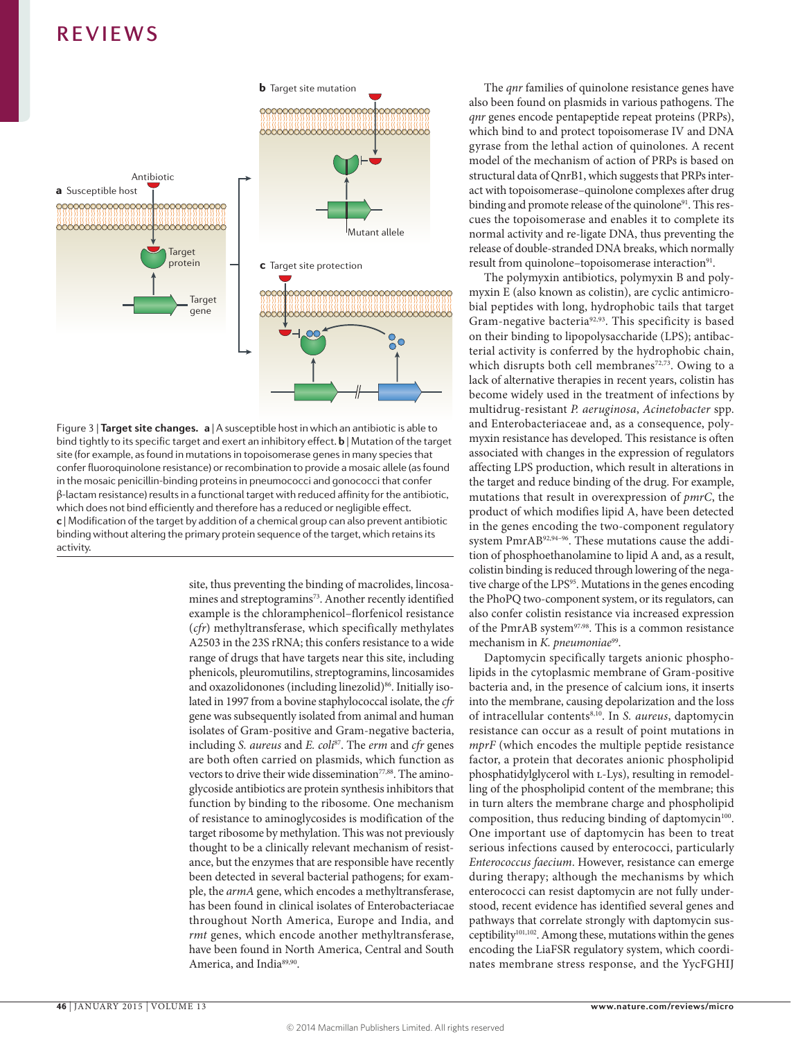Figure 3 | **Target site changes.** **a** | A susceptible host in which an antibiotic is able to bind tightly to its specific target and exert an inhibitory effect. **b** | Mutation of the target site (for example, as found in mutations in topoisomerase genes in many species that confer fluoroquinolone resistance) or recombination to provide a mosaic allele (as found in the mosaic penicillin-binding proteins in pneumococci and gonococci that confer β-lactam resistance) results in a functional target with reduced affinity for the antibiotic, which does not bind efficiently and therefore has a reduced or negligible effect. **c** | Modification of the target by addition of a chemical group can also prevent antibiotic binding without altering the primary protein sequence of the target, which retains its activity.

site, thus preventing the binding of macrolides, lincosamines and streptogramins[73]. Another recently identified example is the chloramphenicol–florfenicol resistance (*cfr*) methyltransferase, which specifically methylates A2503 in the 23S rRNA; this confers resistance to a wide range of drugs that have targets near this site, including phenicols, pleuromutilins, streptogramins, lincosamides and oxazolidonones (including linezolid)[86]. Initially isolated in 1997 from a bovine staphylococcal isolate, the *cfr* gene was subsequently isolated from animal and human isolates of Gram-positive and Gram-negative bacteria, including *S. aureus* and *E. coli*[87]. The *erm* and *cfr* genes are both often carried on plasmids, which function as vectors to drive their wide dissemination[77,88]. The aminoglycoside antibiotics are protein synthesis inhibitors that function by binding to the ribosome. One mechanism of resistance to aminoglycosides is modification of the target ribosome by methylation. This was not previously thought to be a clinically relevant mechanism of resistance, but the enzymes that are responsible have recently been detected in several bacterial pathogens; for example, the *armA* gene, which encodes a methyltransferase, has been found in clinical isolates of Enterobacteriaceae throughout North America, Europe and India, and *rmt* genes, which encode another methyltransferase, have been found in North America, Central and South America, and India[89,90].

The *qnr* families of quinolone resistance genes have also been found on plasmids in various pathogens. The *qnr* genes encode pentapeptide repeat proteins (PRPs), which bind to and protect topoisomerase IV and DNA gyrase from the lethal action of quinolones. A recent model of the mechanism of action of PRPs is based on structural data of QnrB1, which suggests that PRPs interact with topoisomerase–quinolone complexes after drug binding and promote release of the quinolone[91]. This rescues the topoisomerase and enables it to complete its normal activity and re-ligate DNA, thus preventing the release of double-stranded DNA breaks, which normally result from quinolone–topoisomerase interaction[91].

The polymyxin antibiotics, polymyxin B and polymyxin E (also known as colistin), are cyclic antimicrobial peptides with long, hydrophobic tails that target Gram-negative bacteria[92,93]. This specificity is based on their binding to lipopolysaccharide (LPS); antibacterial activity is conferred by the hydrophobic chain, which disrupts both cell membranes[72,73]. Owing to a lack of alternative therapies in recent years, colistin has become widely used in the treatment of infections by multidrug-resistant *P. aeruginosa*, *Acinetobacter* spp. and Enterobacteriaceae and, as a consequence, polymyxin resistance has developed. This resistance is often associated with changes in the expression of regulators affecting LPS production, which result in alterations in the target and reduce binding of the drug. For example, mutations that result in overexpression of *pmrC*, the product of which modifies lipid A, have been detected in the genes encoding the two-component regulatory system PmrAB[92,94–96]. These mutations cause the addition of phosphoethanolamine to lipid A and, as a result, colistin binding is reduced through lowering of the negative charge of the LPS[95]. Mutations in the genes encoding the PhoPQ two-component system, or its regulators, can also confer colistin resistance via increased expression of the PmrAB system[97,98]. This is a common resistance mechanism in *K. pneumoniae*[99].

Daptomycin specifically targets anionic phospholipids in the cytoplasmic membrane of Gram-positive bacteria and, in the presence of calcium ions, it inserts into the membrane, causing depolarization and the loss of intracellular contents[8,10]. In *S. aureus*, daptomycin resistance can occur as a result of point mutations in *mprF* (which encodes the multiple peptide resistance factor, a protein that decorates anionic phospholipid phosphatidylglycerol with L-Lys), resulting in remodelling of the phospholipid content of the membrane; this in turn alters the membrane charge and phospholipid composition, thus reducing binding of daptomycin[100]. One important use of daptomycin has been to treat serious infections caused by enterococci, particularly *Enterococcus faecium*. However, resistance can emerge during therapy; although the mechanisms by which enterococci can resist daptomycin are not fully understood, recent evidence has identified several genes and pathways that correlate strongly with daptomycin susceptibility[101,102]. Among these, mutations within the genes encoding the LiaFSR regulatory system, which coordinates membrane stress response, and the YycFGHIJ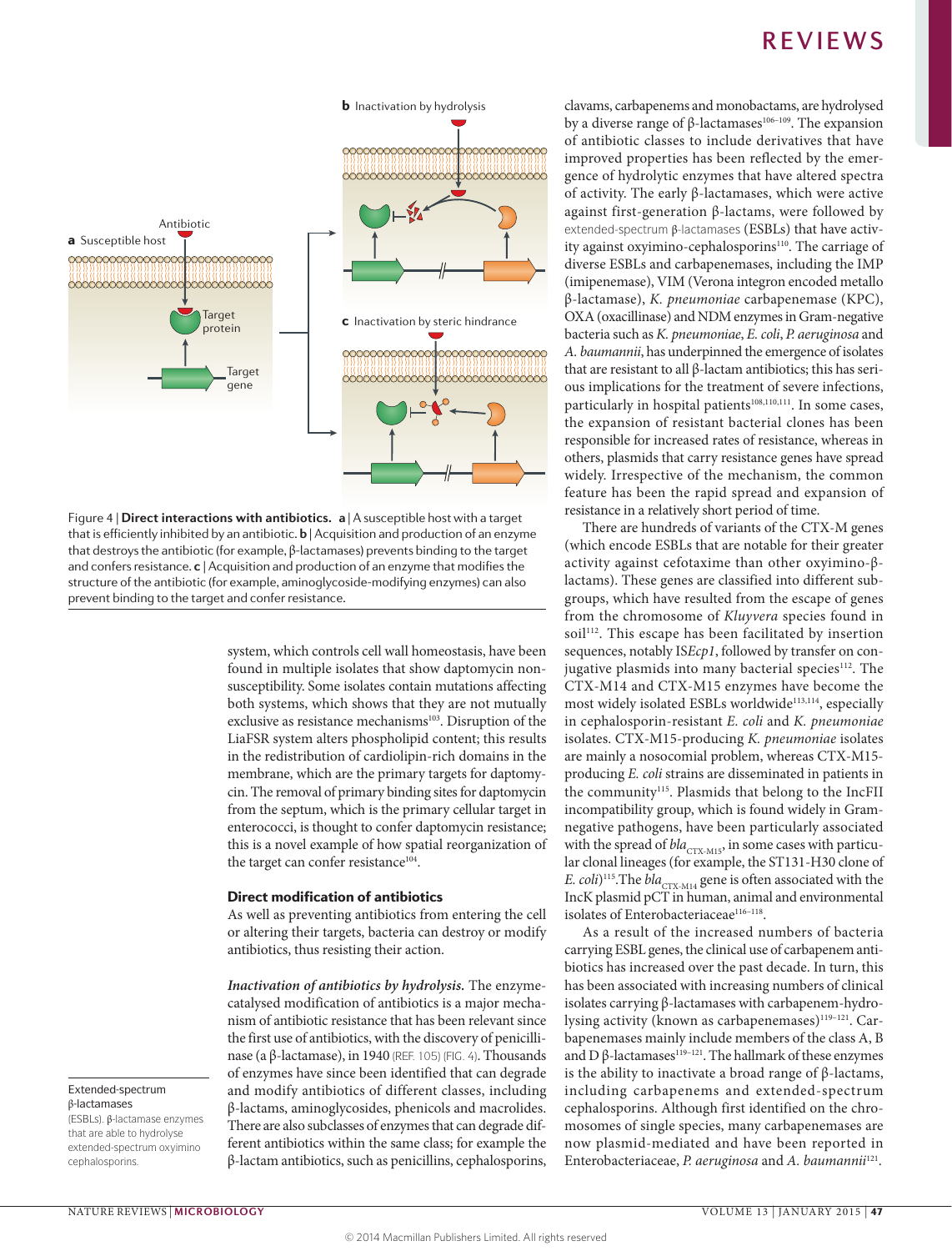Figure 4 | **Direct interactions with antibiotics.** **a** | A susceptible host with a target that is efficiently inhibited by an antibiotic. **b** | Acquisition and production of an enzyme that destroys the antibiotic (for example, β-lactamases) prevents binding to the target and confers resistance. **c** | Acquisition and production of an enzyme that modifies the structure of the antibiotic (for example, aminoglycoside-modifying enzymes) can also prevent binding to the target and confer resistance.

system, which controls cell wall homeostasis, have been found in multiple isolates that show daptomycin non-susceptibility. Some isolates contain mutations affecting both systems, which shows that they are not mutually exclusive as resistance mechanisms[103]. Disruption of the LiaFSR system alters phospholipid content; this results in the redistribution of cardiolipin-rich domains in the membrane, which are the primary targets for daptomycin. The removal of primary binding sites for daptomycin from the septum, which is the primary cellular target in enterococci, is thought to confer daptomycin resistance; this is a novel example of how spatial reorganization of the target can confer resistance[104].

### Direct modification of antibiotics

As well as preventing antibiotics from entering the cell or altering their targets, bacteria can destroy or modify antibiotics, thus resisting their action.

***Inactivation of antibiotics by hydrolysis.*** The enzyme-catalysed modification of antibiotics is a major mechanism of antibiotic resistance that has been relevant since the first use of antibiotics, with the discovery of penicillinase (a β-lactamase), in 1940 (REF. 105) (FIG. 4). Thousands of enzymes have since been identified that can degrade and modify antibiotics of different classes, including β-lactams, aminoglycosides, phenicols and macrolides. There are also subclasses of enzymes that can degrade different antibiotics within the same class; for example the β-lactam antibiotics, such as penicillins, cephalosporins, clavams, carbapenems and monobactams, are hydrolysed by a diverse range of β-lactamases[106–109]. The expansion of antibiotic classes to include derivatives that have improved properties has been reflected by the emergence of hydrolytic enzymes that have altered spectra of activity. The early β-lactamases, which were active against first-generation β-lactams, were followed by extended-spectrum β-lactamases (ESBLs) that have activity against oxyimino-cephalosporins[110]. The carriage of diverse ESBLs and carbapenemases, including the IMP (imipenemase), VIM (Verona integron encoded metallo β-lactamase), *K. pneumoniae* carbapenemase (KPC), OXA (oxacillinase) and NDM enzymes in Gram-negative bacteria such as *K. pneumoniae*, *E. coli*, *P. aeruginosa* and *A. baumannii*, has underpinned the emergence of isolates that are resistant to all β-lactam antibiotics; this has serious implications for the treatment of severe infections, particularly in hospital patients[108,110,111]. In some cases, the expansion of resistant bacterial clones has been responsible for increased rates of resistance, whereas in others, plasmids that carry resistance genes have spread widely. Irrespective of the mechanism, the common feature has been the rapid spread and expansion of resistance in a relatively short period of time.

There are hundreds of variants of the CTX-M genes (which encode ESBLs that are notable for their greater activity against cefotaxime than other oxyimino-β-lactams). These genes are classified into different subgroups, which have resulted from the escape of genes from the chromosome of *Kluyvera* species found in soil[112]. This escape has been facilitated by insertion sequences, notably IS*Ecp1*, followed by transfer on conjugative plasmids into many bacterial species[112]. The CTX-M14 and CTX-M15 enzymes have become the most widely isolated ESBLs worldwide[113,114], especially in cephalosporin-resistant *E. coli* and *K. pneumoniae* isolates. CTX-M15-producing *K. pneumoniae* isolates are mainly a nosocomial problem, whereas CTX-M15-producing *E. coli* strains are disseminated in patients in the community[115]. Plasmids that belong to the IncFII incompatibility group, which is found widely in Gram-negative pathogens, have been particularly associated with the spread of $bla_{CTX\text{-}M15}$, in some cases with particular clonal lineages (for example, the ST131-H30 clone of *E. coli*)[115].The $bla_{CTX\text{-}M14}$ gene is often associated with the IncK plasmid pCT in human, animal and environmental isolates of Enterobacteriaceae[116–118].

As a result of the increased numbers of bacteria carrying ESBL genes, the clinical use of carbapenem antibiotics has increased over the past decade. In turn, this has been associated with increasing numbers of clinical isolates carrying β-lactamases with carbapenem-hydrolysing activity (known as carbapenemases)[119–121]. Carbapenemases mainly include members of the class A, B and D β-lactamases[119–121]. The hallmark of these enzymes is the ability to inactivate a broad range of β-lactams, including carbapenems and extended-spectrum cephalosporins. Although first identified on the chromosomes of single species, many carbapenemases are now plasmid-mediated and have been reported in Enterobacteriaceae, *P. aeruginosa* and *A. baumannii*[121].

**Extended-spectrum β-lactamases**
(ESBLs). β-lactamase enzymes that are able to hydrolyse extended-spectrum oxyimino cephalosporins.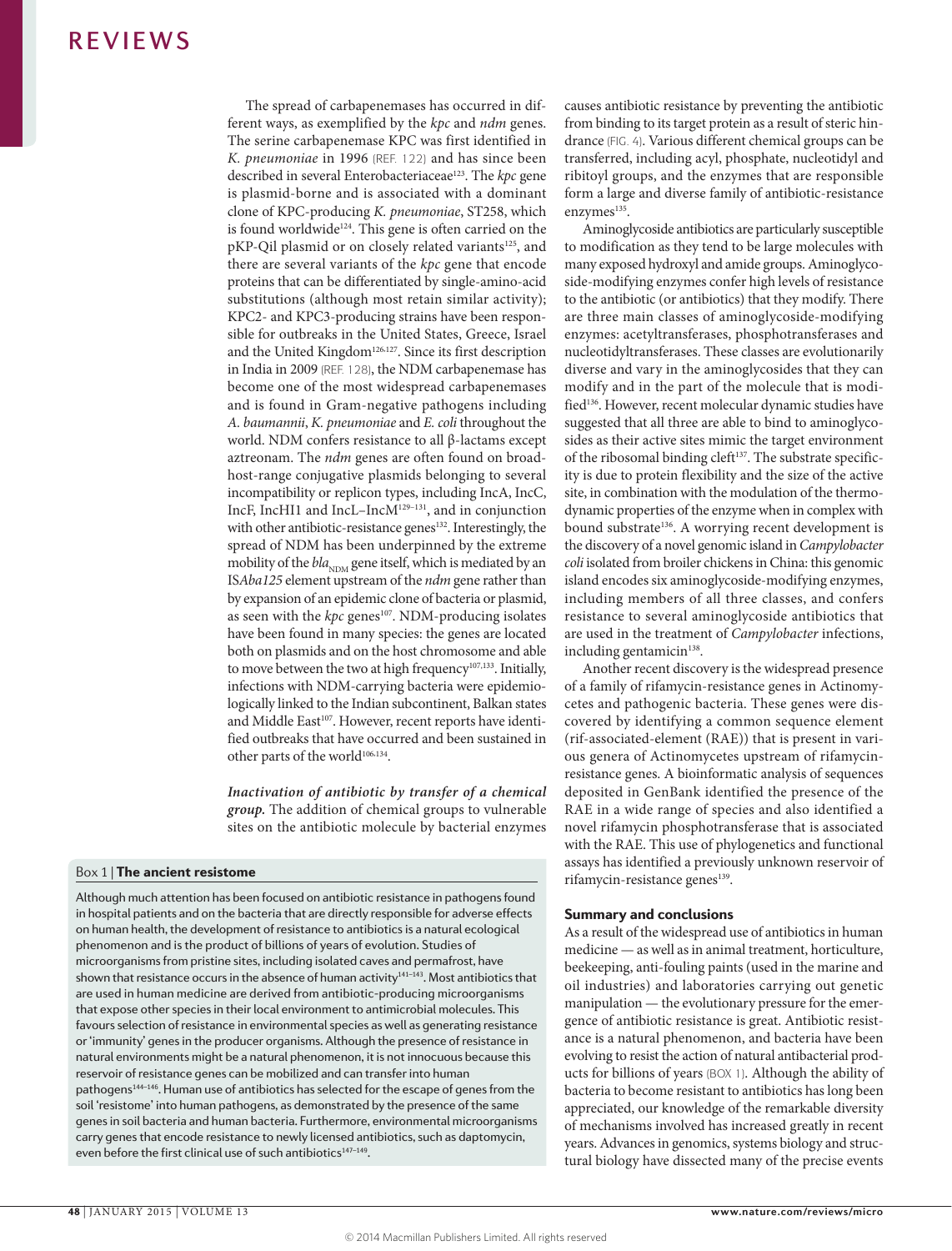The spread of carbapenemases has occurred in different ways, as exemplified by the *kpc* and *ndm* genes. The serine carbapenemase KPC was first identified in *K. pneumoniae* in 1996 (REF. 122) and has since been described in several Enterobacteriaceae[123]. The *kpc* gene is plasmid-borne and is associated with a dominant clone of KPC-producing *K. pneumoniae*, ST258, which is found worldwide[124]. This gene is often carried on the pKP-Qil plasmid or on closely related variants[125], and there are several variants of the *kpc* gene that encode proteins that can be differentiated by single-amino-acid substitutions (although most retain similar activity); KPC2- and KPC3-producing strains have been responsible for outbreaks in the United States, Greece, Israel and the United Kingdom[126,127]. Since its first description in India in 2009 (REF. 128), the NDM carbapenemase has become one of the most widespread carbapenemases and is found in Gram-negative pathogens including *A. baumannii*, *K. pneumoniae* and *E. coli* throughout the world. NDM confers resistance to all β-lactams except aztreonam. The *ndm* genes are often found on broad-host-range conjugative plasmids belonging to several incompatibility or replicon types, including IncA, IncC, IncF, IncHI1 and IncL–IncM[129–131], and in conjunction with other antibiotic-resistance genes[132]. Interestingly, the spread of NDM has been underpinned by the extreme mobility of the $bla_{NDM}$ gene itself, which is mediated by an IS*Aba125* element upstream of the *ndm* gene rather than by expansion of an epidemic clone of bacteria or plasmid, as seen with the *kpc* genes[107]. NDM-producing isolates have been found in many species: the genes are located both on plasmids and on the host chromosome and able to move between the two at high frequency[107,133]. Initially, infections with NDM-carrying bacteria were epidemiologically linked to the Indian subcontinent, Balkan states and Middle East[107]. However, recent reports have identified outbreaks that have occurred and been sustained in other parts of the world[106,134].

***Inactivation of antibiotic by transfer of a chemical group.*** The addition of chemical groups to vulnerable sites on the antibiotic molecule by bacterial enzymes causes antibiotic resistance by preventing the antibiotic from binding to its target protein as a result of steric hindrance (FIG. 4). Various different chemical groups can be transferred, including acyl, phosphate, nucleotidyl and ribitoyl groups, and the enzymes that are responsible form a large and diverse family of antibiotic-resistance enzymes[135].

Aminoglycoside antibiotics are particularly susceptible to modification as they tend to be large molecules with many exposed hydroxyl and amide groups. Aminoglycoside-modifying enzymes confer high levels of resistance to the antibiotic (or antibiotics) that they modify. There are three main classes of aminoglycoside-modifying enzymes: acetyltransferases, phosphotransferases and nucleotidyltransferases. These classes are evolutionarily diverse and vary in the aminoglycosides that they can modify and in the part of the molecule that is modified[136]. However, recent molecular dynamic studies have suggested that all three are able to bind to aminoglycosides as their active sites mimic the target environment of the ribosomal binding cleft[137]. The substrate specificity is due to protein flexibility and the size of the active site, in combination with the modulation of the thermodynamic properties of the enzyme when in complex with bound substrate[136]. A worrying recent development is the discovery of a novel genomic island in *Campylobacter coli* isolated from broiler chickens in China: this genomic island encodes six aminoglycoside-modifying enzymes, including members of all three classes, and confers resistance to several aminoglycoside antibiotics that are used in the treatment of *Campylobacter* infections, including gentamicin[138].

Another recent discovery is the widespread presence of a family of rifamycin-resistance genes in Actinomycetes and pathogenic bacteria. These genes were discovered by identifying a common sequence element (rif-associated-element (RAE)) that is present in various genera of Actinomycetes upstream of rifamycin-resistance genes. A bioinformatic analysis of sequences deposited in GenBank identified the presence of the RAE in a wide range of species and also identified a novel rifamycin phosphotransferase that is associated with the RAE. This use of phylogenetics and functional assays has identified a previously unknown reservoir of rifamycin-resistance genes[139].

### Box 1 | The ancient resistome

Although much attention has been focused on antibiotic resistance in pathogens found in hospital patients and on the bacteria that are directly responsible for adverse effects on human health, the development of resistance to antibiotics is a natural ecological phenomenon and is the product of billions of years of evolution. Studies of microorganisms from pristine sites, including isolated caves and permafrost, have shown that resistance occurs in the absence of human activity[141–143]. Most antibiotics that are used in human medicine are derived from antibiotic-producing microorganisms that expose other species in their local environment to antimicrobial molecules. This favours selection of resistance in environmental species as well as generating resistance or 'immunity' genes in the producer organisms. Although the presence of resistance in natural environments might be a natural phenomenon, it is not innocuous because this reservoir of resistance genes can be mobilized and can transfer into human pathogens[144–146]. Human use of antibiotics has selected for the escape of genes from the soil 'resistome' into human pathogens, as demonstrated by the presence of the same genes in soil bacteria and human bacteria. Furthermore, environmental microorganisms carry genes that encode resistance to newly licensed antibiotics, such as daptomycin, even before the first clinical use of such antibiotics[147–149].

## Summary and conclusions

As a result of the widespread use of antibiotics in human medicine — as well as in animal treatment, horticulture, beekeeping, anti-fouling paints (used in the marine and oil industries) and laboratories carrying out genetic manipulation — the evolutionary pressure for the emergence of antibiotic resistance is great. Antibiotic resistance is a natural phenomenon, and bacteria have been evolving to resist the action of natural antibacterial products for billions of years (BOX 1). Although the ability of bacteria to become resistant to antibiotics has long been appreciated, our knowledge of the remarkable diversity of mechanisms involved has increased greatly in recent years. Advances in genomics, systems biology and structural biology have dissected many of the precise events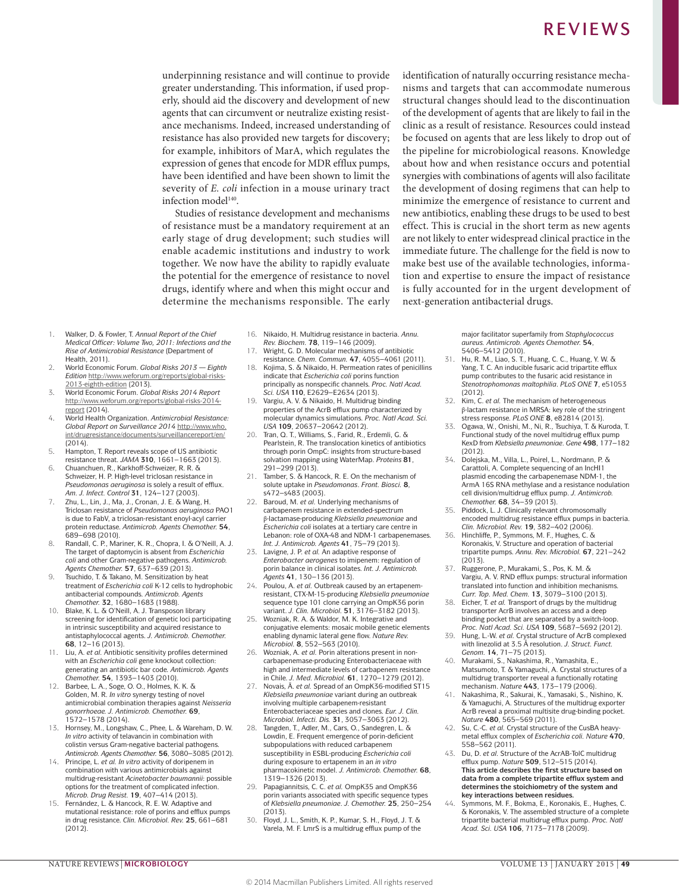underpinning resistance and will continue to provide greater understanding. This information, if used properly, should aid the discovery and development of new agents that can circumvent or neutralize existing resistance mechanisms. Indeed, increased understanding of resistance has also provided new targets for discovery; for example, inhibitors of MarA, which regulates the expression of genes that encode for MDR efflux pumps, have been identified and have been shown to limit the severity of *E. coli* infection in a mouse urinary tract infection model[140].

Studies of resistance development and mechanisms of resistance must be a mandatory requirement at an early stage of drug development; such studies will enable academic institutions and industry to work together. We now have the ability to rapidly evaluate the potential for the emergence of resistance to novel drugs, identify where and when this might occur and determine the mechanisms responsible. The early identification of naturally occurring resistance mechanisms and targets that can accommodate numerous structural changes should lead to the discontinuation of the development of agents that are likely to fail in the clinic as a result of resistance. Resources could instead be focused on agents that are less likely to drop out of the pipeline for microbiological reasons. Knowledge about how and when resistance occurs and potential synergies with combinations of agents will also facilitate the development of dosing regimens that can help to minimize the emergence of resistance to current and new antibiotics, enabling these drugs to be used to best effect. This is crucial in the short term as new agents are not likely to enter widespread clinical practice in the immediate future. The challenge for the field is now to make best use of the available technologies, information and expertise to ensure the impact of resistance is fully accounted for in the urgent development of next-generation antibacterial drugs.

1. Walker, D. & Fowler, T. *Annual Report of the Chief Medical Officer: Volume Two, 2011: Infections and the Rise of Antimicrobial Resistance* (Department of Health, 2011).
2. World Economic Forum. *Global Risks 2013 — Eighth Edition* http://www.weforum.org/reports/global-risks-2013-eighth-edition (2013).
3. World Economic Forum. *Global Risks 2014 Report* http://www.weforum.org/reports/global-risks-2014-report (2014).
4. World Health Organization. *Antimicrobial Resistance: Global Report on Surveillance 2014* http://www.who.int/drugresistance/documents/surveillancereport/en/ (2014).
5. Hampton, T. Report reveals scope of US antibiotic resistance threat. *JAMA* **310**, 1661–1663 (2013).
6. Chuanchuen, R., Karkhoff-Schweizer, R. R. & Schweizer, H. P. High-level triclosan resistance in *Pseudomonas aeruginosa* is solely a result of efflux. *Am. J. Infect. Control* **31**, 124–127 (2003).
7. Zhu, L., Lin, J., Ma, J., Cronan, J. E. & Wang, H. Triclosan resistance of *Pseudomonas aeruginosa* PAO1 is due to FabV, a triclosan-resistant enoyl-acyl carrier protein reductase. *Antimicrob. Agents Chemother.* **54**, 689–698 (2010).
8. Randall, C. P., Mariner, K. R., Chopra, I. & O'Neill, A. J. The target of daptomycin is absent from *Escherichia coli* and other Gram-negative pathogens. *Antimicrob. Agents Chemother.* **57**, 637–639 (2013).
9. Tsuchido, T. & Takano, M. Sensitization by heat treatment of *Escherichia coli* K-12 cells to hydrophobic antibacterial compounds. *Antimicrob. Agents Chemother.* **32**, 1680–1683 (1988).
10. Blake, K. L. & O'Neill, A. J. Transposon library screening for identification of genetic loci participating in intrinsic susceptibility and acquired resistance to antistaphylococcal agents. *J. Antimicrob. Chemother.* **68**, 12–16 (2013).
11. Liu, A. *et al.* Antibiotic sensitivity profiles determined with an *Escherichia coli* gene knockout collection: generating an antibiotic bar code. *Antimicrob. Agents Chemother.* **54**, 1393–1403 (2010).
12. Barbee, L. A., Soge, O. O., Holmes, K. K. & Golden, M. R. *In vitro* synergy testing of novel antimicrobial combination therapies against *Neisseria gonorrhoeae*. *J. Antimicrob. Chemother.* **69**, 1572–1578 (2014).
13. Hornsey, M., Longshaw, C., Phee, L. & Wareham, D. W. *In vitro* activity of telavancin in combination with colistin versus Gram-negative bacterial pathogens. *Antimicrob. Agents Chemother.* **56**, 3080–3085 (2012).
14. Principe, L. *et al.* *In vitro* activity of doripenem in combination with various antimicrobials against multidrug-resistant *Acinetobacter baumannii*: possible options for the treatment of complicated infection. *Microb. Drug Resist.* **19**, 407–414 (2013).
15. Fernández, L. & Hancock, R. E. W. Adaptive and mutational resistance: role of porins and efflux pumps in drug resistance. *Clin. Microbiol. Rev.* **25**, 661–681 (2012).
16. Nikaido, H. Multidrug resistance in bacteria. *Annu. Rev. Biochem.* **78**, 119–146 (2009).
17. Wright, G. D. Molecular mechanisms of antibiotic resistance. *Chem. Commun.* **47**, 4055–4061 (2011).
18. Kojima, S. & Nikaido, H. Permeation rates of penicillins indicate that *Escherichia coli* porins function principally as nonspecific channels. *Proc. Natl Acad. Sci. USA* **110**, E2629–E2634 (2013).
19. Vargiu, A. V. & Nikaido, H. Multidrug binding properties of the AcrB efflux pump characterized by molecular dynamics simulations. *Proc. Natl Acad. Sci. USA* **109**, 20637–20642 (2012).
20. Tran, Q. T., Williams, S., Farid, R., Erdemli, G. & Pearlstein, R. The translocation kinetics of antibiotics through porin OmpC: insights from structure-based solvation mapping using WaterMap. *Proteins* **81**, 291–299 (2013).
21. Tamber, S. & Hancock, R. E. On the mechanism of solute uptake in *Pseudomonas*. *Front. Biosci.* **8**, s472–s483 (2003).
22. Baroud, M. *et al.* Underlying mechanisms of carbapenem resistance in extended-spectrum β-lactamase-producing *Klebsiella pneumoniae* and *Escherichia coli* isolates at a tertiary care centre in Lebanon: role of OXA-48 and NDM-1 carbapenemases. *Int. J. Antimicrob. Agents* **41**, 75–79 (2013).
23. Lavigne, J. P. *et al.* An adaptive response of *Enterobacter aerogenes* to imipenem: regulation of porin balance in clinical isolates. *Int. J. Antimicrob. Agents* **41**, 130–136 (2013).
24. Poulou, A. *et al.* Outbreak caused by an ertapenem-resistant, CTX-M-15-producing *Klebsiella pneumoniae* sequence type 101 clone carrying an OmpK36 porin variant. *J. Clin. Microbiol.* **51**, 3176–3182 (2013).
25. Wozniak, R. A. & Waldor, M. K. Integrative and conjugative elements: mosaic mobile genetic elements enabling dynamic lateral gene flow. *Nature Rev. Microbiol.* **8**, 552–563 (2010).
26. Wozniak, A. *et al.* Porin alterations present in non-carbapenemase-producing Enterobacteriaceae with high and intermediate levels of carbapenem resistance in Chile. *J. Med. Microbiol.* **61**, 1270–1279 (2012).
27. Novais, Â. *et al.* Spread of an OmpK36-modified ST15 *Klebsiella pneumoniae* variant during an outbreak involving multiple carbapenem-resistant Enterobacteriaceae species and clones. *Eur. J. Clin. Microbiol. Infect. Dis.* **31**, 3057–3063 (2012).
28. Tangden, T., Adler, M., Cars, O., Sandegren, L. & Lowdin, E. Frequent emergence of porin-deficient subpopulations with reduced carbapenem susceptibility in ESBL-producing *Escherichia coli* during exposure to ertapenem in an *in vitro* pharmacokinetic model. *J. Antimicrob. Chemother.* **68**, 1319–1326 (2013).
29. Papagiannitsis, C. C. *et al.* OmpK35 and OmpK36 porin variants associated with specific sequence types of *Klebsiella pneumoniae*. *J. Chemother.* **25**, 250–254 (2013).
30. Floyd, J. L., Smith, K. P., Kumar, S. H., Floyd, J. T. & Varela, M. F. LmrS is a multidrug efflux pump of the major facilitator superfamily from *Staphylococcus aureus*. *Antimicrob. Agents Chemother.* **54**, 5406–5412 (2010).
31. Hu, R. M., Liao, S. T., Huang, C. C., Huang, Y. W. & Yang, T. C. An inducible fusaric acid tripartite efflux pump contributes to the fusaric acid resistance in *Stenotrophomonas maltophilia*. *PLoS ONE* **7**, e51053 (2012).
32. Kim, C. *et al.* The mechanism of heterogeneous β-lactam resistance in MRSA: key role of the stringent stress response. *PLoS ONE* **8**, e82814 (2013).
33. Ogawa, W., Onishi, M., Ni, R., Tsuchiya, T. & Kuroda, T. Functional study of the novel multidrug efflux pump KexD from *Klebsiella pneumoniae*. *Gene* **498**, 177–182 (2012).
34. Dolejska, M., Villa, L., Poirel, L., Nordmann, P. & Carattoli, A. Complete sequencing of an IncHI1 plasmid encoding the carbapenemase NDM-1, the ArmA 16S RNA methylase and a resistance nodulation cell division/multidrug efflux pump. *J. Antimicrob. Chemother.* **68**, 34–39 (2013).
35. Piddock, L. J. Clinically relevant chromosomally encoded multidrug resistance efflux pumps in bacteria. *Clin. Microbiol. Rev.* **19**, 382–402 (2006).
36. Hinchliffe, P., Symmons, M. F., Hughes, C. & Koronakis, V. Structure and operation of bacterial tripartite pumps. *Annu. Rev. Microbiol.* **67**, 221–242 (2013).
37. Ruggerone, P., Murakami, S., Pos, K. M. & Vargiu, A. V. RND efflux pumps: structural information translated into function and inhibition mechanisms. *Curr. Top. Med. Chem.* **13**, 3079–3100 (2013).
38. Eicher, T. *et al.* Transport of drugs by the multidrug transporter AcrB involves an access and a deep binding pocket that are separated by a switch-loop. *Proc. Natl Acad. Sci. USA* **109**, 5687–5692 (2012).
39. Hung, L.-W. *et al.* Crystal structure of AcrB complexed with linezolid at 3.5 Å resolution. *J. Struct. Funct. Genom.* **14**, 71–75 (2013).
40. Murakami, S., Nakashima, R., Yamashita, E., Matsumoto, T. & Yamaguchi, A. Crystal structures of a multidrug transporter reveal a functionally rotating mechanism. *Nature* **443**, 173–179 (2006).
41. Nakashima, R., Sakurai, K., Yamasaki, S., Nishino, K. & Yamaguchi, A. Structures of the multidrug exporter AcrB reveal a proximal multisite drug-binding pocket. *Nature* **480**, 565–569 (2011).
42. Su, C.-C. *et al.* Crystal structure of the CusBA heavy-metal efflux complex of *Escherichia coli*. *Nature* **470**, 558–562 (2011).
43. Du, D. *et al.* Structure of the AcrAB-TolC multidrug efflux pump. *Nature* **509**, 512–515 (2014).
**This article describes the first structure based on data from a complete tripartite efflux system and determines the stoichiometry of the system and key interactions between residues.**
44. Symmons, M. F., Bokma, E., Koronakis, E., Hughes, C. & Koronakis, V. The assembled structure of a complete tripartite bacterial multidrug efflux pump. *Proc. Natl Acad. Sci. USA* **106**, 7173–7178 (2009).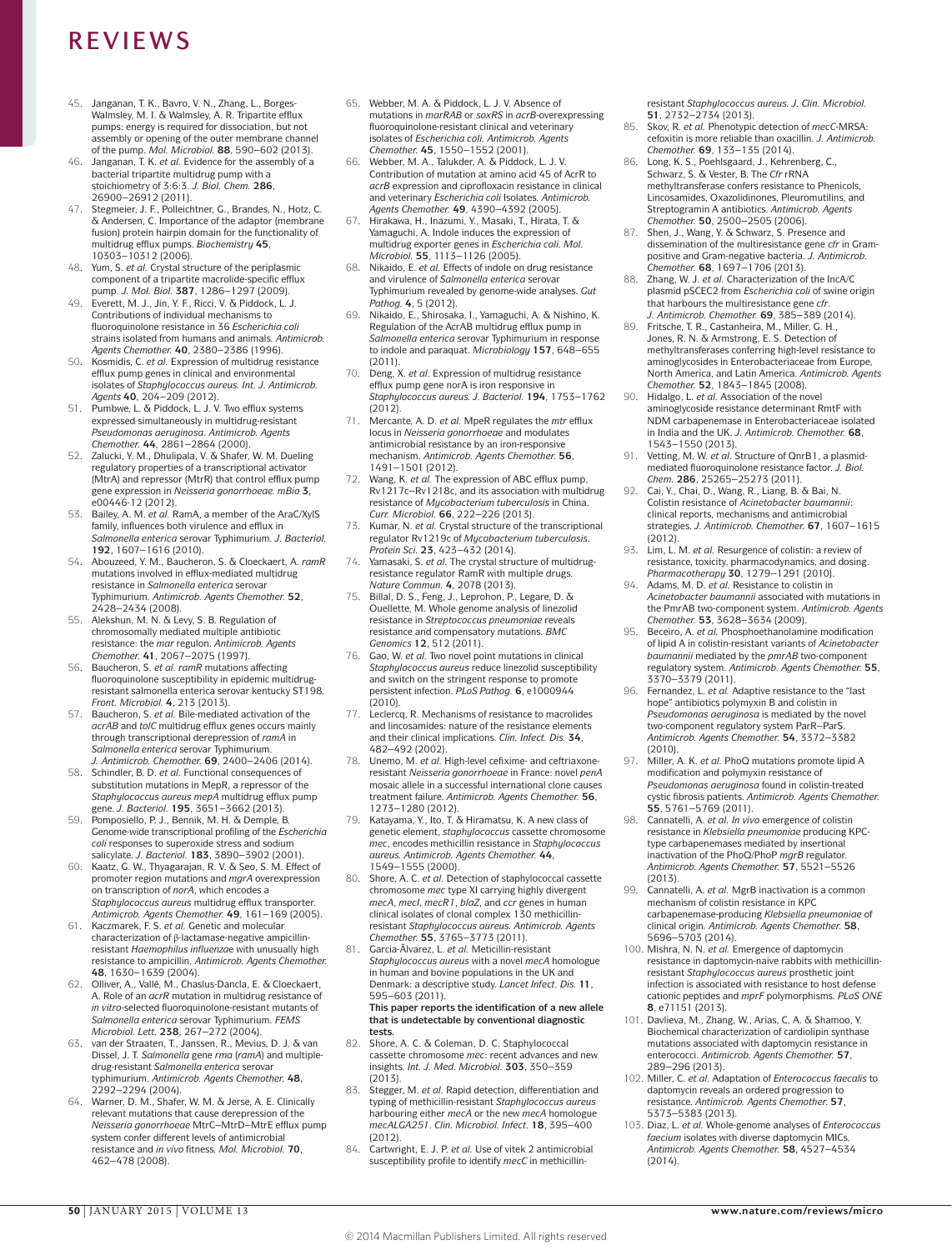45. Janganan, T. K., Bavro, V. N., Zhang, L., Borges-Walmsley, M. I. & Walmsley, A. R. Tripartite efflux pumps: energy is required for dissociation, but not assembly or opening of the outer membrane channel of the pump. *Mol. Microbiol.* **88**, 590–602 (2013).
46. Janganan, T. K. *et al.* Evidence for the assembly of a bacterial tripartite multidrug pump with a stoichiometry of 3:6:3. *J. Biol. Chem.* **286**, 26900–26912 (2011).
47. Stegmeier, J. F., Polleichtner, G., Brandes, N., Hotz, C. & Andersen, C. Importance of the adaptor (membrane fusion) protein hairpin domain for the functionality of multidrug efflux pumps. *Biochemistry* **45**, 10303–10312 (2006).
48. Yum, S. *et al.* Crystal structure of the periplasmic component of a tripartite macrolide-specific efflux pump. *J. Mol. Biol.* **387**, 1286–1297 (2009).
49. Everett, M. J., Jin, Y. F., Ricci, V. & Piddock, L. J. Contributions of individual mechanisms to fluoroquinolone resistance in 36 *Escherichia coli* strains isolated from humans and animals. *Antimicrob. Agents Chemother.* **40**, 2380–2386 (1996).
50. Kosmidis, C. *et al.* Expression of multidrug resistance efflux pump genes in clinical and environmental isolates of *Staphylococcus aureus*. *Int. J. Antimicrob. Agents* **40**, 204–209 (2012).
51. Pumbwe, L. & Piddock, L. J. V. Two efflux systems expressed simultaneously in multidrug-resistant *Pseudomonas aeruginosa*. *Antimicrob. Agents Chemother.* **44**, 2861–2864 (2000).
52. Zalucki, Y. M., Dhulipala, V. & Shafer, W. M. Dueling regulatory properties of a transcriptional activator (MtrA) and repressor (MtrR) that control efflux pump gene expression in *Neisseria gonorrhoeae*. *mBio* **3**, e00446-12 (2012).
53. Bailey, A. M. *et al.* RamA, a member of the AraC/XylS family, influences both virulence and efflux in *Salmonella enterica* serovar Typhimurium. *J. Bacteriol.* **192**, 1607–1616 (2010).
54. Abouzeed, Y. M., Baucheron, S. & Cloeckaert, A. *ramR* mutations involved in efflux-mediated multidrug resistance in *Salmonella enterica* serovar Typhimurium. *Antimicrob. Agents Chemother.* **52**, 2428–2434 (2008).
55. Alekshun, M. N. & Levy, S. B. Regulation of chromosomally mediated multiple antibiotic resistance: the *mar* regulon. *Antimicrob. Agents Chemother.* **41**, 2067–2075 (1997).
56. Baucheron, S. *et al.* *ramR* mutations affecting fluoroquinolone susceptibility in epidemic multidrug-resistant salmonella enterica serovar kentucky ST198. *Front. Microbiol.* **4**, 213 (2013).
57. Baucheron, S. *et al.* Bile-mediated activation of the *acrAB* and *tolC* multidrug efflux genes occurs mainly through transcriptional derepression of *ramA* in *Salmonella enterica* serovar Typhimurium. *J. Antimicrob. Chemother.* **69**, 2400–2406 (2014).
58. Schindler, B. D. *et al.* Functional consequences of substitution mutations in MepR, a repressor of the *Staphylococcus aureus mepA* multidrug efflux pump gene. *J. Bacteriol.* **195**, 3651–3662 (2013).
59. Pomposiello, P. J., Bennik, M. H. & Demple, B. Genome-wide transcriptional profiling of the *Escherichia coli* responses to superoxide stress and sodium salicylate. *J. Bacteriol.* **183**, 3890–3902 (2001).
60. Kaatz, G. W., Thyagarajan, R. V. & Seo, S. M. Effect of promoter region mutations and *mgrA* overexpression on transcription of *norA*, which encodes a *Staphylococcus aureus* multidrug efflux transporter. *Antimicrob. Agents Chemother.* **49**, 161–169 (2005).
61. Kaczmarek, F. S. *et al.* Genetic and molecular characterization of β-lactamase-negative ampicillin-resistant *Haemophilus influenzae* with unusually high resistance to ampicillin. *Antimicrob. Agents Chemother.* **48**, 1630–1639 (2004).
62. Olliver, A., Vallé, M., Chaslus-Dancla, E. & Cloeckaert, A. Role of an *acrR* mutation in multidrug resistance of *in vitro*-selected fluoroquinolone-resistant mutants of *Salmonella enterica* serovar Typhimurium. *FEMS Microbiol. Lett.* **238**, 267–272 (2004).
63. van der Straaten, T., Janssen, R., Mevius, D. J. & van Dissel, J. T. *Salmonella* gene *rma* (*ramA*) and multiple-drug-resistant *Salmonella enterica* serovar typhimurium. *Antimicrob. Agents Chemother.* **48**, 2292–2294 (2004).
64. Warner, D. M., Shafer, W. M. & Jerse, A. E. Clinically relevant mutations that cause derepression of the *Neisseria gonorrhoeae* MtrC–MtrD–MtrE efflux pump system confer different levels of antimicrobial resistance and *in vivo* fitness. *Mol. Microbiol.* **70**, 462–478 (2008).
65. Webber, M. A. & Piddock, L. J. V. Absence of mutations in *marRAB* or *soxRS* in *acrB*-overexpressing fluoroquinolone-resistant clinical and veterinary isolates of *Escherichia coli*. *Antimicrob. Agents Chemother.* **45**, 1550–1552 (2001).
66. Webber, M. A., Talukder, A. & Piddock, L. J. V. Contribution of mutation at amino acid 45 of AcrR to *acrB* expression and ciprofloxacin resistance in clinical and veterinary *Escherichia coli* isolates. *Antimicrob. Agents Chemother.* **49**, 4390–4392 (2005).
67. Hirakawa, H., Inazumi, Y., Masaki, T., Hirata, T. & Yamaguchi, A. Indole induces the expression of multidrug exporter genes in *Escherichia coli*. *Mol. Microbiol.* **55**, 1113–1126 (2005).
68. Nikaido, E. *et al.* Effects of indole on drug resistance and virulence of *Salmonella enterica* serovar Typhimurium revealed by genome-wide analyses. *Gut Pathog.* **4**, 5 (2012).
69. Nikaido, E., Shirosaka, I., Yamaguchi, A. & Nishino, K. Regulation of the AcrAB multidrug efflux pump in *Salmonella enterica* serovar Typhimurium in response to indole and paraquat. *Microbiology* **157**, 648–655 (2011).
70. Deng, X. *et al.* Expression of multidrug resistance efflux pump gene norA is iron responsive in *Staphylococcus aureus*. *J. Bacteriol.* **194**, 1753–1762 (2012).
71. Mercante, A. D. *et al.* MpeR regulates the *mtr* efflux locus in *Neisseria gonorrhoeae* and modulates antimicrobial resistance by an iron-responsive mechanism. *Antimicrob. Agents Chemother.* **56**, 1491–1501 (2012).
72. Wang, K. *et al.* The expression of ABC efflux pump, Rv1217c–Rv1218c, and its association with multidrug resistance of *Mycobacterium tuberculosis* in China. *Curr. Microbiol.* **66**, 222–226 (2013).
73. Kumar, N. *et al.* Crystal structure of the transcriptional regulator Rv1219c of *Mycobacterium tuberculosis*. *Protein Sci.* **23**, 423–432 (2014).
74. Yamasaki, S. *et al.* The crystal structure of multidrug-resistance regulator RamR with multiple drugs. *Nature Commun.* **4**, 2078 (2013).
75. Billal, D. S., Feng, J., Leprohon, P., Legare, D. & Ouellette, M. Whole genome analysis of linezolid resistance in *Streptococcus pneumoniae* reveals resistance and compensatory mutations. *BMC Genomics* **12**, 512 (2011).
76. Gao, W. *et al.* Two novel point mutations in clinical *Staphylococcus aureus* reduce linezolid susceptibility and switch on the stringent response to promote persistent infection. *PLoS Pathog.* **6**, e1000944 (2010).
77. Leclercq, R. Mechanisms of resistance to macrolides and lincosamides: nature of the resistance elements and their clinical implications. *Clin. Infect. Dis.* **34**, 482–492 (2002).
78. Unemo, M. *et al.* High-level cefixime- and ceftriaxone-resistant *Neisseria gonorrhoeae* in France: novel *penA* mosaic allele in a successful international clone causes treatment failure. *Antimicrob. Agents Chemother.* **56**, 1273–1280 (2012).
79. Katayama, Y., Ito, T. & Hiramatsu, K. A new class of genetic element, *staphylococcus* cassette chromosome *mec*, encodes methicillin resistance in *Staphylococcus aureus*. *Antimicrob. Agents Chemother.* **44**, 1549–1555 (2000).
80. Shore, A. C. *et al.* Detection of staphylococcal cassette chromosome *mec* type XI carrying highly divergent *mecA*, *mecI*, *mecR1*, *blaZ*, and *ccr* genes in human clinical isolates of clonal complex 130 methicillin-resistant *Staphylococcus aureus*. *Antimicrob. Agents Chemother.* **55**, 3765–3773 (2011).
81. García-Álvarez, L. *et al.* Meticillin-resistant *Staphylococcus aureus* with a novel *mecA* homologue in human and bovine populations in the UK and Denmark: a descriptive study. *Lancet Infect. Dis.* **11**, 595–603 (2011).
**This paper reports the identification of a new allele that is undetectable by conventional diagnostic tests.**
82. Shore, A. C. & Coleman, D. C. Staphylococcal cassette chromosome *mec*: recent advances and new insights. *Int. J. Med. Microbiol.* **303**, 350–359 (2013).
83. Stegger, M. *et al.* Rapid detection, differentiation and typing of methicillin-resistant *Staphylococcus aureus* harbouring either *mecA* or the new *mecA* homologue *mecA*LGA251. *Clin. Microbiol. Infect.* **18**, 395–400 (2012).
84. Cartwright, E. J. P. *et al.* Use of vitek 2 antimicrobial susceptibility profile to identify *mecC* in methicillin-resistant *Staphylococcus aureus*. *J. Clin. Microbiol.* **51**, 2732–2734 (2013).
85. Skov, R. *et al.* Phenotypic detection of *mecC*-MRSA: cefoxitin is more reliable than oxacillin. *J. Antimicrob. Chemother.* **69**, 133–135 (2014).
86. Long, K. S., Poehlsgaard, J., Kehrenberg, C., Schwarz, S. & Vester, B. The *Cfr* rRNA methyltransferase confers resistance to Phenicols, Lincosamides, Oxazolidinones, Pleuromutilins, and Streptogramin A antibiotics. *Antimicrob. Agents Chemother.* **50**, 2500–2505 (2006).
87. Shen, J., Wang, Y. & Schwarz, S. Presence and dissemination of the multiresistance gene *cfr* in Gram-positive and Gram-negative bacteria. *J. Antimicrob. Chemother.* **68**, 1697–1706 (2013).
88. Zhang, W. J. *et al.* Characterization of the IncA/C plasmid pSCEC2 from *Escherichia coli* of swine origin that harbours the multiresistance gene *cfr*. *J. Antimicrob. Chemother.* **69**, 385–389 (2014).
89. Fritsche, T. R., Castanheira, M., Miller, G. H., Jones, R. N. & Armstrong, E. S. Detection of methyltransferases conferring high-level resistance to aminoglycosides in Enterobacteriaceae from Europe, North America, and Latin America. *Antimicrob. Agents Chemother.* **52**, 1843–1845 (2008).
90. Hidalgo, L. *et al.* Association of the novel aminoglycoside resistance determinant RmtF with NDM carbapenemase in Enterobacteriaceae isolated in India and the UK. *J. Antimicrob. Chemother.* **68**, 1543–1550 (2013).
91. Vetting, M. W. *et al.* Structure of QnrB1, a plasmid-mediated fluoroquinolone resistance factor. *J. Biol. Chem.* **286**, 25265–25273 (2011).
92. Cai, Y., Chai, D., Wang, R., Liang, B. & Bai, N. Colistin resistance of *Acinetobacter baumannii*: clinical reports, mechanisms and antimicrobial strategies. *J. Antimicrob. Chemother.* **67**, 1607–1615 (2012).
93. Lim, L. M. *et al.* Resurgence of colistin: a review of resistance, toxicity, pharmacodynamics, and dosing. *Pharmacotherapy* **30**, 1279–1291 (2010).
94. Adams, M. D. *et al.* Resistance to colistin in *Acinetobacter baumannii* associated with mutations in the PmrAB two-component system. *Antimicrob. Agents Chemother.* **53**, 3628–3634 (2009).
95. Beceiro, A. *et al.* Phosphoethanolamine modification of lipid A in colistin-resistant variants of *Acinetobacter baumannii* mediated by the *pmrAB* two-component regulatory system. *Antimicrob. Agents Chemother.* **55**, 3370–3379 (2011).
96. Fernandez, L. *et al.* Adaptive resistance to the “last hope” antibiotics polymyxin B and colistin in *Pseudomonas aeruginosa* is mediated by the novel two-component regulatory system ParR–ParS. *Antimicrob. Agents Chemother.* **54**, 3372–3382 (2010).
97. Miller, A. K. *et al.* PhoQ mutations promote lipid A modification and polymyxin resistance of *Pseudomonas aeruginosa* found in colistin-treated cystic fibrosis patients. *Antimicrob. Agents Chemother.* **55**, 5761–5769 (2011).
98. Cannatelli, A. *et al.* *In vivo* emergence of colistin resistance in *Klebsiella pneumoniae* producing KPC-type carbapenemases mediated by insertional inactivation of the PhoQ/PhoP *mgrB* regulator. *Antimicrob. Agents Chemother.* **57**, 5521–5526 (2013).
99. Cannatelli, A. *et al.* MgrB inactivation is a common mechanism of colistin resistance in KPC carbapenemase-producing *Klebsiella pneumoniae* of clinical origin. *Antimicrob. Agents Chemother.* **58**, 5696–5703 (2014).
100. Mishra, N. N. *et al.* Emergence of daptomycin resistance in daptomycin-naive rabbits with methicillin-resistant *Staphylococcus aureus* prosthetic joint infection is associated with resistance to host defense cationic peptides and *mprF* polymorphisms. *PLoS ONE* **8**, e71151 (2013).
101. Davlieva, M., Zhang, W., Arias, C. A. & Shamoo, Y. Biochemical characterization of cardiolipin synthase mutations associated with daptomycin resistance in enterococci. *Antimicrob. Agents Chemother.* **57**, 289–296 (2013).
102. Miller, C. *et al.* Adaptation of *Enterococcus faecalis* to daptomycin reveals an ordered progression to resistance. *Antimicrob. Agents Chemother.* **57**, 5373–5383 (2013).
103. Diaz, L. *et al.* Whole-genome analyses of *Enterococcus faecium* isolates with diverse daptomycin MICs. *Antimicrob. Agents Chemother.* **58**, 4527–4534 (2014).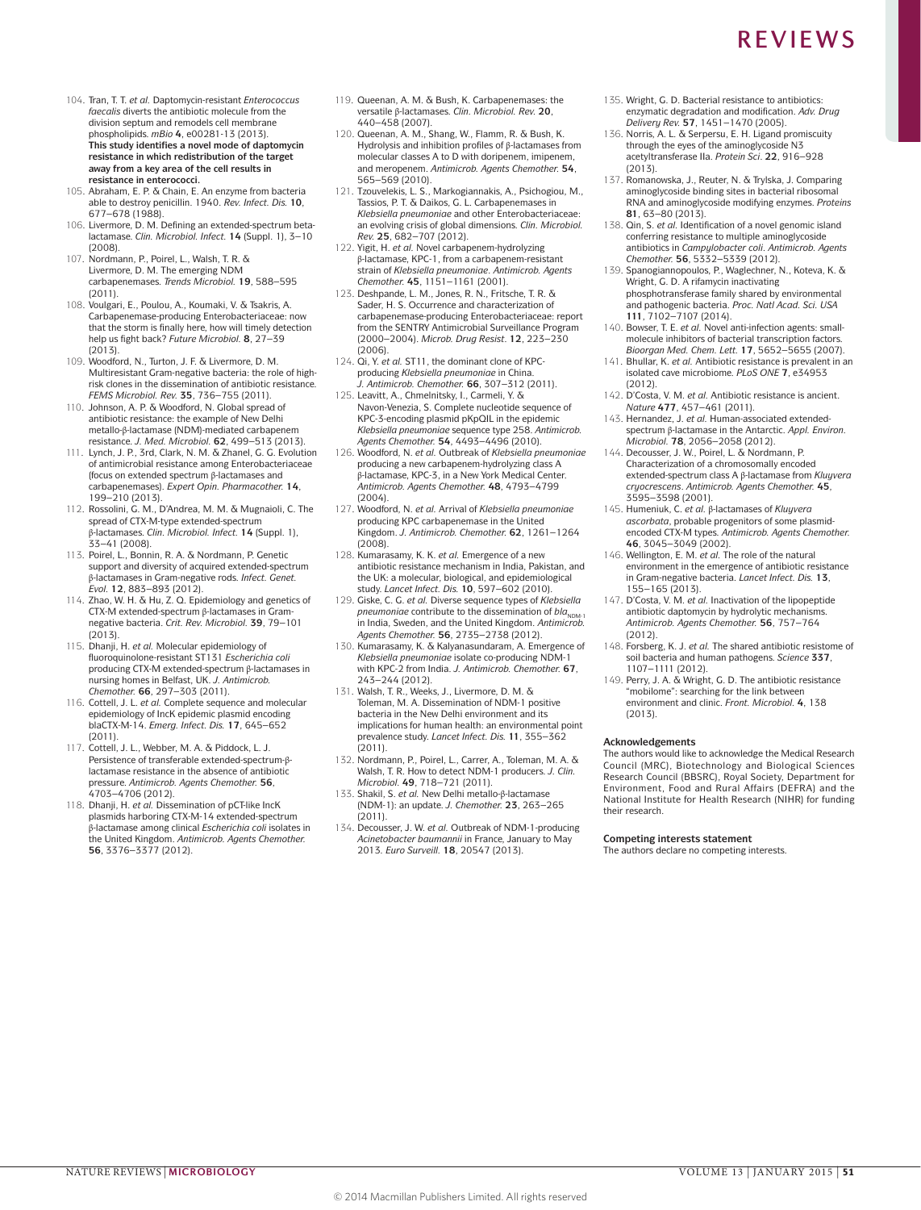104. Tran, T. T. *et al.* Daptomycin-resistant *Enterococcus faecalis* diverts the antibiotic molecule from the division septum and remodels cell membrane phospholipids. *mBio* **4**, e00281-13 (2013).
**This study identifies a novel mode of daptomycin resistance in which redistribution of the target away from a key area of the cell results in resistance in enterococci.**
105. Abraham, E. P. & Chain, E. An enzyme from bacteria able to destroy penicillin. 1940. *Rev. Infect. Dis.* **10**, 677–678 (1988).
106. Livermore, D. M. Defining an extended-spectrum beta-lactamase. *Clin. Microbiol. Infect.* **14** (Suppl. 1), 3–10 (2008).
107. Nordmann, P., Poirel, L., Walsh, T. R. & Livermore, D. M. The emerging NDM carbapenemases. *Trends Microbiol.* **19**, 588–595 (2011).
108. Voulgari, E., Poulou, A., Koumaki, V. & Tsakris, A. Carbapenemase-producing Enterobacteriaceae: now that the storm is finally here, how will timely detection help us fight back? *Future Microbiol.* **8**, 27–39 (2013).
109. Woodford, N., Turton, J. F. & Livermore, D. M. Multiresistant Gram-negative bacteria: the role of high-risk clones in the dissemination of antibiotic resistance. *FEMS Microbiol. Rev.* **35**, 736–755 (2011).
110. Johnson, A. P. & Woodford, N. Global spread of antibiotic resistance: the example of New Delhi metallo-β-lactamase (NDM)-mediated carbapenem resistance. *J. Med. Microbiol.* **62**, 499–513 (2013).
111. Lynch, J. P., 3rd, Clark, N. M. & Zhanel, G. G. Evolution of antimicrobial resistance among Enterobacteriaceae (focus on extended spectrum β-lactamases and carbapenemases). *Expert Opin. Pharmacother.* **14**, 199–210 (2013).
112. Rossolini, G. M., D'Andrea, M. M. & Mugnaioli, C. The spread of CTX-M-type extended-spectrum β-lactamases. *Clin. Microbiol. Infect.* **14** (Suppl. 1), 33–41 (2008).
113. Poirel, L., Bonnin, R. A. & Nordmann, P. Genetic support and diversity of acquired extended-spectrum β-lactamases in Gram-negative rods. *Infect. Genet. Evol.* **12**, 883–893 (2012).
114. Zhao, W. H. & Hu, Z. Q. Epidemiology and genetics of CTX-M extended-spectrum β-lactamases in Gram-negative bacteria. *Crit. Rev. Microbiol.* **39**, 79–101 (2013).
115. Dhanji, H. *et al.* Molecular epidemiology of fluoroquinolone-resistant ST131 *Escherichia coli* producing CTX-M extended-spectrum β-lactamases in nursing homes in Belfast, UK. *J. Antimicrob. Chemother.* **66**, 297–303 (2011).
116. Cottell, J. L. *et al.* Complete sequence and molecular epidemiology of IncK epidemic plasmid encoding blaCTX-M-14. *Emerg. Infect. Dis.* **17**, 645–652 (2011).
117. Cottell, J. L., Webber, M. A. & Piddock, L. J. Persistence of transferable extended-spectrum-β-lactamase resistance in the absence of antibiotic pressure. *Antimicrob. Agents Chemother.* **56**, 4703–4706 (2012).
118. Dhanji, H. *et al.* Dissemination of pCT-like IncK plasmids harboring CTX-M-14 extended-spectrum β-lactamase among clinical *Escherichia coli* isolates in the United Kingdom. *Antimicrob. Agents Chemother.* **56**, 3376–3377 (2012).
119. Queenan, A. M. & Bush, K. Carbapenemases: the versatile β-lactamases. *Clin. Microbiol. Rev.* **20**, 440–458 (2007).
120. Queenan, A. M., Shang, W., Flamm, R. & Bush, K. Hydrolysis and inhibition profiles of β-lactamases from molecular classes A to D with doripenem, imipenem, and meropenem. *Antimicrob. Agents Chemother.* **54**, 565–569 (2010).
121. Tzouvelekis, L. S., Markogiannakis, A., Psichogiou, M., Tassios, P. T. & Daikos, G. L. Carbapenemases in *Klebsiella pneumoniae* and other Enterobacteriaceae: an evolving crisis of global dimensions. *Clin. Microbiol. Rev.* **25**, 682–707 (2012).
122. Yigit, H. *et al.* Novel carbapenem-hydrolyzing β-lactamase, KPC-1, from a carbapenem-resistant strain of *Klebsiella pneumoniae*. *Antimicrob. Agents Chemother.* **45**, 1151–1161 (2001).
123. Deshpande, L. M., Jones, R. N., Fritsche, T. R. & Sader, H. S. Occurrence and characterization of carbapenemase-producing Enterobacteriaceae: report from the SENTRY Antimicrobial Surveillance Program (2000–2004). *Microb. Drug Resist.* **12**, 223–230 (2006).
124. Qi, Y. *et al.* ST11, the dominant clone of KPC-producing *Klebsiella pneumoniae* in China. *J. Antimicrob. Chemother.* **66**, 307–312 (2011).
125. Leavitt, A., Chmelnitsky, I., Carmeli, Y. & Navon-Venezia, S. Complete nucleotide sequence of KPC-3-encoding plasmid pKpQIL in the epidemic *Klebsiella pneumoniae* sequence type 258. *Antimicrob. Agents Chemother.* **54**, 4493–4496 (2010).
126. Woodford, N. *et al.* Outbreak of *Klebsiella pneumoniae* producing a new carbapenem-hydrolyzing class A β-lactamase, KPC-3, in a New York Medical Center. *Antimicrob. Agents Chemother.* **48**, 4793–4799 (2004).
127. Woodford, N. *et al.* Arrival of *Klebsiella pneumoniae* producing KPC carbapenemase in the United Kingdom. *J. Antimicrob. Chemother.* **62**, 1261–1264 (2008).
128. Kumarasamy, K. K. *et al.* Emergence of a new antibiotic resistance mechanism in India, Pakistan, and the UK: a molecular, biological, and epidemiological study. *Lancet Infect. Dis.* **10**, 597–602 (2010).
129. Giske, C. G. *et al.* Diverse sequence types of *Klebsiella pneumoniae* contribute to the dissemination of $bla_{\text{NDM-1}}$ in India, Sweden, and the United Kingdom. *Antimicrob. Agents Chemother.* **56**, 2735–2738 (2012).
130. Kumarasamy, K. & Kalyanasundaram, A. Emergence of *Klebsiella pneumoniae* isolate co-producing NDM-1 with KPC-2 from India. *J. Antimicrob. Chemother.* **67**, 243–244 (2012).
131. Walsh, T. R., Weeks, J., Livermore, D. M. & Toleman, M. A. Dissemination of NDM-1 positive bacteria in the New Delhi environment and its implications for human health: an environmental point prevalence study. *Lancet Infect. Dis.* **11**, 355–362 (2011).
132. Nordmann, P., Poirel, L., Carrer, A., Toleman, M. A. & Walsh, T. R. How to detect NDM-1 producers. *J. Clin. Microbiol.* **49**, 718–721 (2011).
133. Shakil, S. *et al.* New Delhi metallo-β-lactamase (NDM-1): an update. *J. Chemother.* **23**, 263–265 (2011).
134. Decousser, J. W. *et al.* Outbreak of NDM-1-producing *Acinetobacter baumannii* in France, January to May 2013. *Euro Surveill.* **18**, 20547 (2013).
135. Wright, G. D. Bacterial resistance to antibiotics: enzymatic degradation and modification. *Adv. Drug Delivery Rev.* **57**, 1451–1470 (2005).
136. Norris, A. L. & Serpersu, E. H. Ligand promiscuity through the eyes of the aminoglycoside N3 acetyltransferase IIa. *Protein Sci.* **22**, 916–928 (2013).
137. Romanowska, J., Reuter, N. & Trylska, J. Comparing aminoglycoside binding sites in bacterial ribosomal RNA and aminoglycoside modifying enzymes. *Proteins* **81**, 63–80 (2013).
138. Qin, S. *et al.* Identification of a novel genomic island conferring resistance to multiple aminoglycoside antibiotics in *Campylobacter coli*. *Antimicrob. Agents Chemother.* **56**, 5332–5339 (2012).
139. Spanogiannopoulos, P., Waglechner, N., Koteva, K. & Wright, G. D. A rifamycin inactivating phosphotransferase family shared by environmental and pathogenic bacteria. *Proc. Natl Acad. Sci. USA* **111**, 7102–7107 (2014).
140. Bowser, T. E. *et al.* Novel anti-infection agents: small-molecule inhibitors of bacterial transcription factors. *Bioorgan Med. Chem. Lett.* **17**, 5652–5655 (2007).
141. Bhullar, K. *et al.* Antibiotic resistance is prevalent in an isolated cave microbiome. *PLoS ONE* **7**, e34953 (2012).
142. D'Costa, V. M. *et al.* Antibiotic resistance is ancient. *Nature* **477**, 457–461 (2011).
143. Hernandez, J. *et al.* Human-associated extended-spectrum β-lactamase in the Antarctic. *Appl. Environ. Microbiol.* **78**, 2056–2058 (2012).
144. Decousser, J. W., Poirel, L. & Nordmann, P. Characterization of a chromosomally encoded extended-spectrum class A β-lactamase from *Kluyvera cryocrescens*. *Antimicrob. Agents Chemother.* **45**, 3595–3598 (2001).
145. Humeniuk, C. *et al.* β-lactamases of *Kluyvera ascorbata*, probable progenitors of some plasmid-encoded CTX-M types. *Antimicrob. Agents Chemother.* **46**, 3045–3049 (2002).
146. Wellington, E. M. *et al.* The role of the natural environment in the emergence of antibiotic resistance in Gram-negative bacteria. *Lancet Infect. Dis.* **13**, 155–165 (2013).
147. D'Costa, V. M. *et al.* Inactivation of the lipopeptide antibiotic daptomycin by hydrolytic mechanisms. *Antimicrob. Agents Chemother.* **56**, 757–764 (2012).
148. Forsberg, K. J. *et al.* The shared antibiotic resistome of soil bacteria and human pathogens. *Science* **337**, 1107–1111 (2012).
149. Perry, J. A. & Wright, G. D. The antibiotic resistance "mobilome": searching for the link between environment and clinic. *Front. Microbiol.* **4**, 138 (2013).

### Acknowledgements

The authors would like to acknowledge the Medical Research Council (MRC), Biotechnology and Biological Sciences Research Council (BBSRC), Royal Society, Department for Environment, Food and Rural Affairs (DEFRA) and the National Institute for Health Research (NIHR) for funding their research.

### Competing interests statement

The authors declare no competing interests.